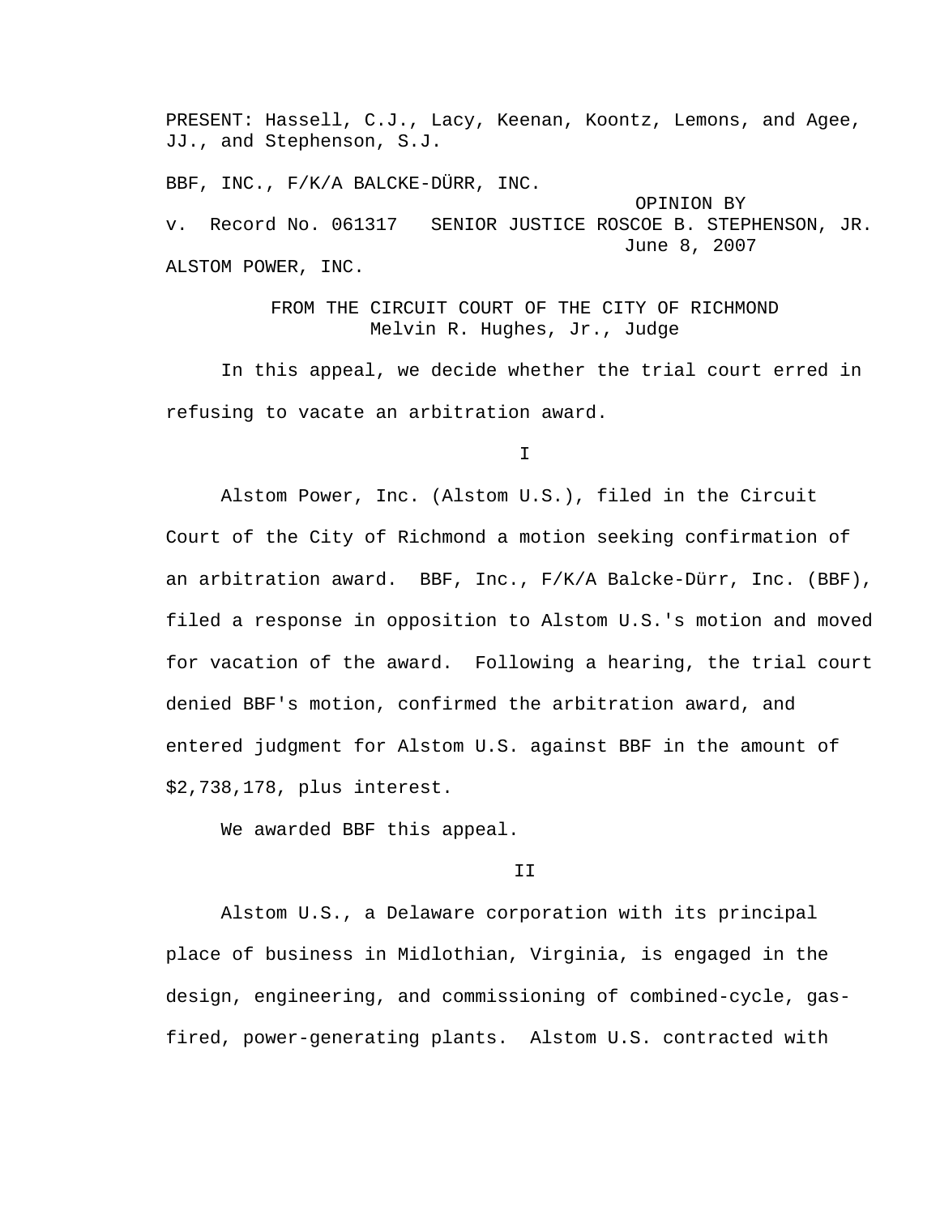PRESENT: Hassell, C.J., Lacy, Keenan, Koontz, Lemons, and Agee, JJ., and Stephenson, S.J.

BBF, INC., F/K/A BALCKE-DÜRR, INC.

OPINION BY
v. Record No. 061317 SENIOR JUSTICE ROSCOE B. STEPHENSON, JR.
June 8, 2007

ALSTOM POWER, INC.

FROM THE CIRCUIT COURT OF THE CITY OF RICHMOND
Melvin R. Hughes, Jr., Judge

In this appeal, we decide whether the trial court erred in refusing to vacate an arbitration award.

I

Alstom Power, Inc. (Alstom U.S.), filed in the Circuit Court of the City of Richmond a motion seeking confirmation of an arbitration award. BBF, Inc., F/K/A Balcke-Dürr, Inc. (BBF), filed a response in opposition to Alstom U.S.'s motion and moved for vacation of the award. Following a hearing, the trial court denied BBF's motion, confirmed the arbitration award, and entered judgment for Alstom U.S. against BBF in the amount of $2,738,178, plus interest.

We awarded BBF this appeal.

II

Alstom U.S., a Delaware corporation with its principal place of business in Midlothian, Virginia, is engaged in the design, engineering, and commissioning of combined-cycle, gas-fired, power-generating plants. Alstom U.S. contracted with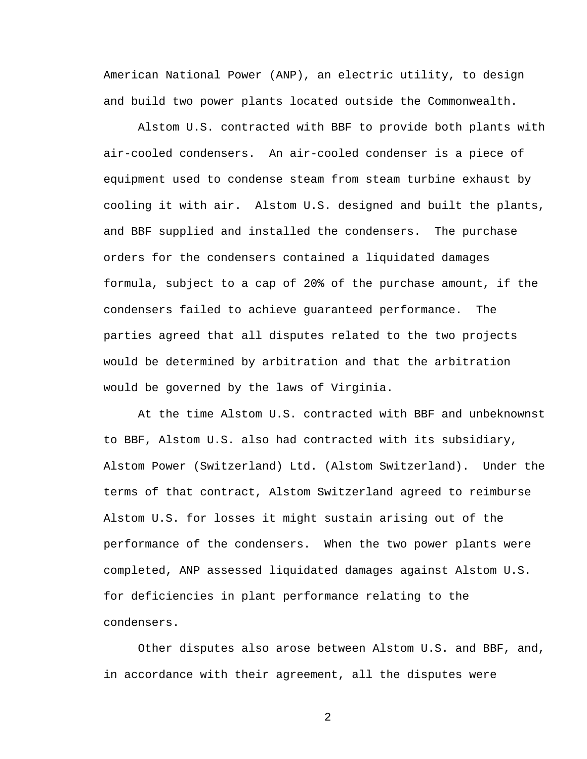American National Power (ANP), an electric utility, to design and build two power plants located outside the Commonwealth.

Alstom U.S. contracted with BBF to provide both plants with air-cooled condensers. An air-cooled condenser is a piece of equipment used to condense steam from steam turbine exhaust by cooling it with air. Alstom U.S. designed and built the plants, and BBF supplied and installed the condensers. The purchase orders for the condensers contained a liquidated damages formula, subject to a cap of 20% of the purchase amount, if the condensers failed to achieve guaranteed performance. The parties agreed that all disputes related to the two projects would be determined by arbitration and that the arbitration would be governed by the laws of Virginia.

At the time Alstom U.S. contracted with BBF and unbeknownst to BBF, Alstom U.S. also had contracted with its subsidiary, Alstom Power (Switzerland) Ltd. (Alstom Switzerland). Under the terms of that contract, Alstom Switzerland agreed to reimburse Alstom U.S. for losses it might sustain arising out of the performance of the condensers. When the two power plants were completed, ANP assessed liquidated damages against Alstom U.S. for deficiencies in plant performance relating to the condensers.

Other disputes also arose between Alstom U.S. and BBF, and, in accordance with their agreement, all the disputes were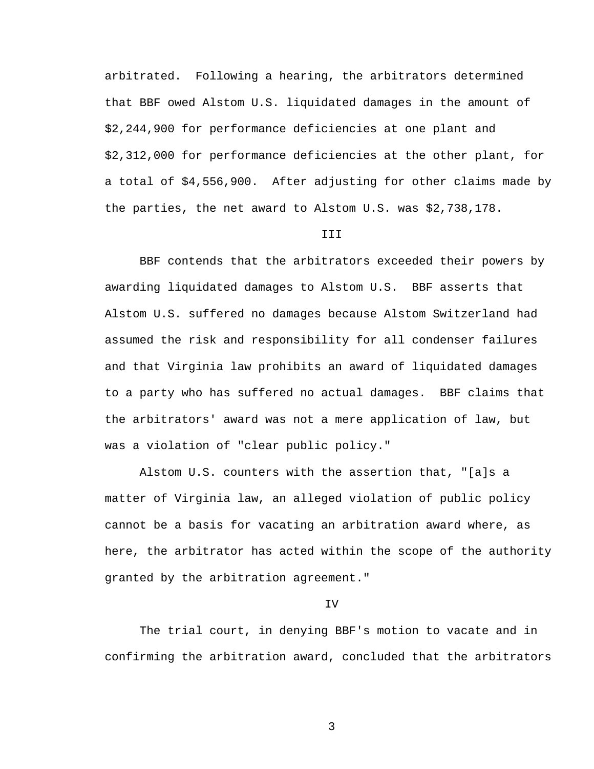arbitrated. Following a hearing, the arbitrators determined that BBF owed Alstom U.S. liquidated damages in the amount of $2,244,900 for performance deficiencies at one plant and $2,312,000 for performance deficiencies at the other plant, for a total of $4,556,900. After adjusting for other claims made by the parties, the net award to Alstom U.S. was $2,738,178.

III

BBF contends that the arbitrators exceeded their powers by awarding liquidated damages to Alstom U.S. BBF asserts that Alstom U.S. suffered no damages because Alstom Switzerland had assumed the risk and responsibility for all condenser failures and that Virginia law prohibits an award of liquidated damages to a party who has suffered no actual damages. BBF claims that the arbitrators' award was not a mere application of law, but was a violation of "clear public policy."

Alstom U.S. counters with the assertion that, "[a]s a matter of Virginia law, an alleged violation of public policy cannot be a basis for vacating an arbitration award where, as here, the arbitrator has acted within the scope of the authority granted by the arbitration agreement."

IV

The trial court, in denying BBF's motion to vacate and in confirming the arbitration award, concluded that the arbitrators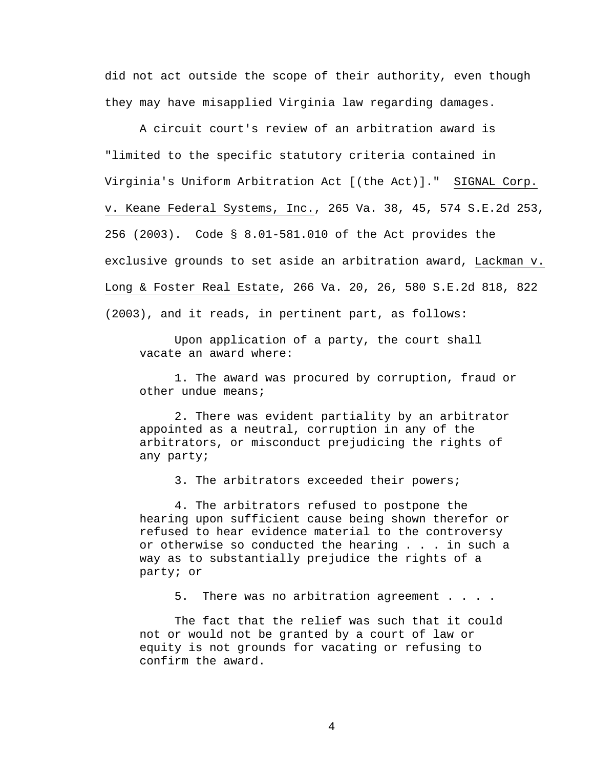did not act outside the scope of their authority, even though they may have misapplied Virginia law regarding damages.

A circuit court's review of an arbitration award is "limited to the specific statutory criteria contained in Virginia's Uniform Arbitration Act [(the Act)]." SIGNAL Corp. v. Keane Federal Systems, Inc., 265 Va. 38, 45, 574 S.E.2d 253, 256 (2003). Code § 8.01-581.010 of the Act provides the exclusive grounds to set aside an arbitration award, Lackman v. Long & Foster Real Estate, 266 Va. 20, 26, 580 S.E.2d 818, 822 (2003), and it reads, in pertinent part, as follows:

> Upon application of a party, the court shall vacate an award where:
>
> 1. The award was procured by corruption, fraud or other undue means;
>
> 2. There was evident partiality by an arbitrator appointed as a neutral, corruption in any of the arbitrators, or misconduct prejudicing the rights of any party;
>
> 3. The arbitrators exceeded their powers;
>
> 4. The arbitrators refused to postpone the hearing upon sufficient cause being shown therefor or refused to hear evidence material to the controversy or otherwise so conducted the hearing . . . in such a way as to substantially prejudice the rights of a party; or
>
> 5. There was no arbitration agreement . . . .
>
> The fact that the relief was such that it could not or would not be granted by a court of law or equity is not grounds for vacating or refusing to confirm the award.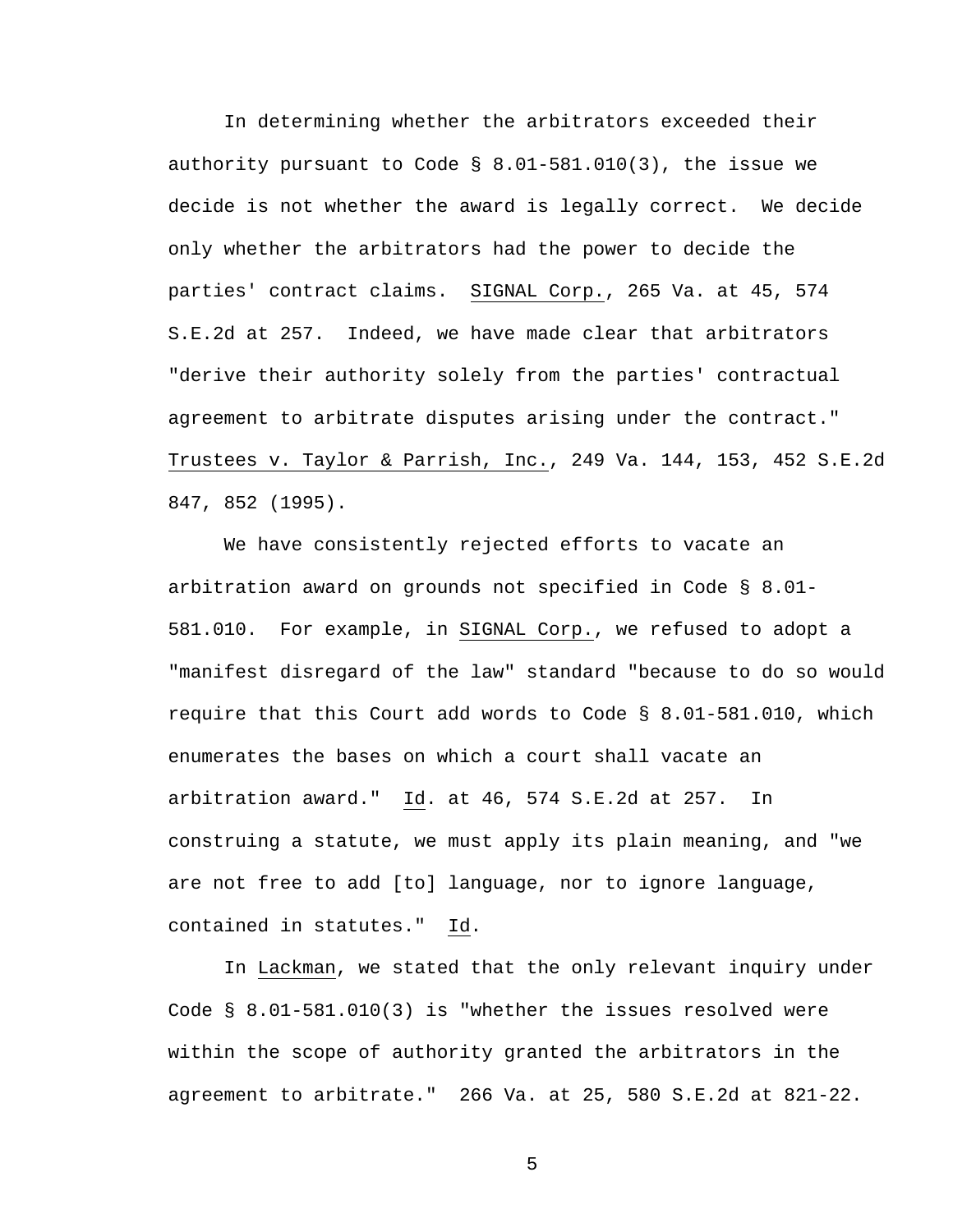In determining whether the arbitrators exceeded their authority pursuant to Code § 8.01-581.010(3), the issue we decide is not whether the award is legally correct. We decide only whether the arbitrators had the power to decide the parties' contract claims. SIGNAL Corp., 265 Va. at 45, 574 S.E.2d at 257. Indeed, we have made clear that arbitrators "derive their authority solely from the parties' contractual agreement to arbitrate disputes arising under the contract." Trustees v. Taylor & Parrish, Inc., 249 Va. 144, 153, 452 S.E.2d 847, 852 (1995).

We have consistently rejected efforts to vacate an arbitration award on grounds not specified in Code § 8.01-581.010. For example, in SIGNAL Corp., we refused to adopt a "manifest disregard of the law" standard "because to do so would require that this Court add words to Code § 8.01-581.010, which enumerates the bases on which a court shall vacate an arbitration award." Id. at 46, 574 S.E.2d at 257. In construing a statute, we must apply its plain meaning, and "we are not free to add [to] language, nor to ignore language, contained in statutes." Id.

In Lackman, we stated that the only relevant inquiry under Code § 8.01-581.010(3) is "whether the issues resolved were within the scope of authority granted the arbitrators in the agreement to arbitrate." 266 Va. at 25, 580 S.E.2d at 821-22.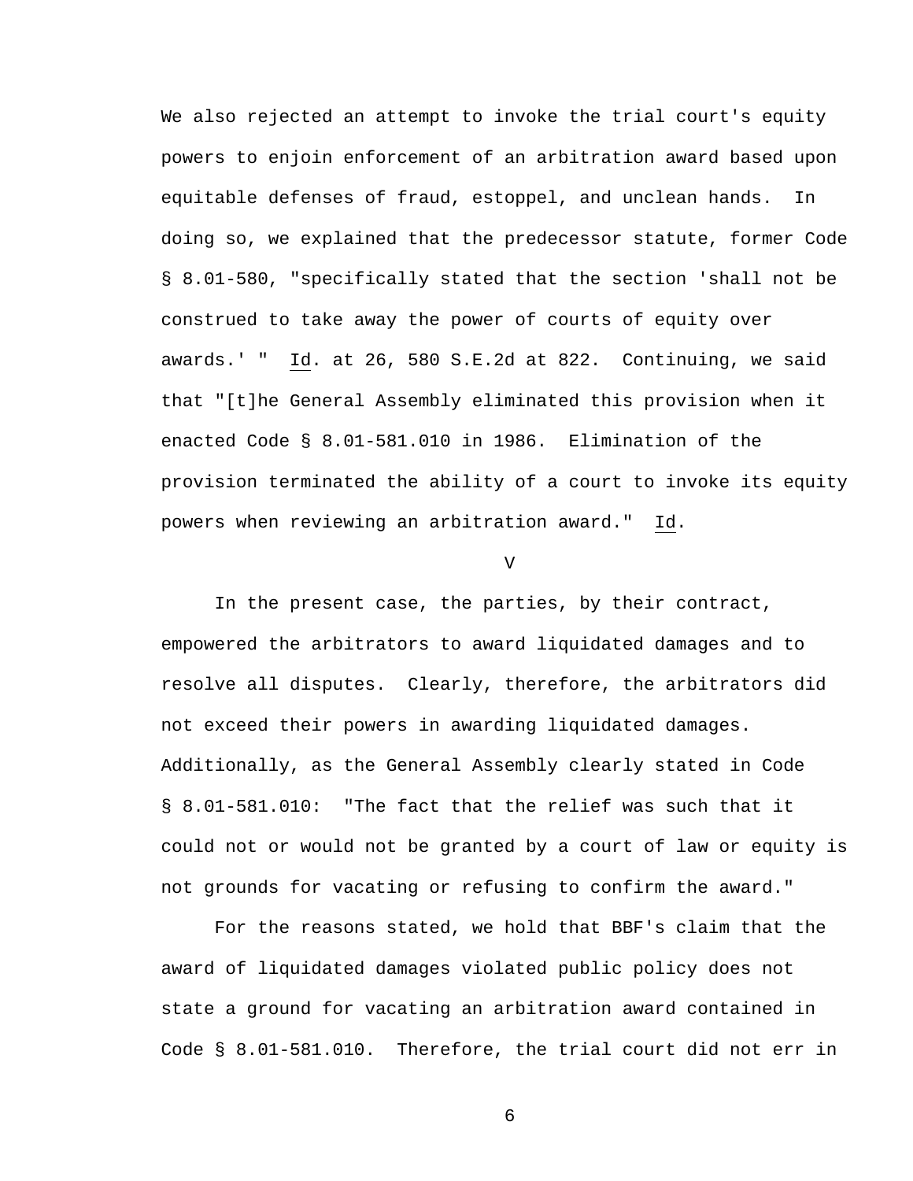We also rejected an attempt to invoke the trial court's equity powers to enjoin enforcement of an arbitration award based upon equitable defenses of fraud, estoppel, and unclean hands. In doing so, we explained that the predecessor statute, former Code § 8.01-580, "specifically stated that the section 'shall not be construed to take away the power of courts of equity over awards.' " Id. at 26, 580 S.E.2d at 822. Continuing, we said that "[t]he General Assembly eliminated this provision when it enacted Code § 8.01-581.010 in 1986. Elimination of the provision terminated the ability of a court to invoke its equity powers when reviewing an arbitration award." Id.

V

In the present case, the parties, by their contract, empowered the arbitrators to award liquidated damages and to resolve all disputes. Clearly, therefore, the arbitrators did not exceed their powers in awarding liquidated damages. Additionally, as the General Assembly clearly stated in Code § 8.01-581.010: "The fact that the relief was such that it could not or would not be granted by a court of law or equity is not grounds for vacating or refusing to confirm the award."

For the reasons stated, we hold that BBF's claim that the award of liquidated damages violated public policy does not state a ground for vacating an arbitration award contained in Code § 8.01-581.010. Therefore, the trial court did not err in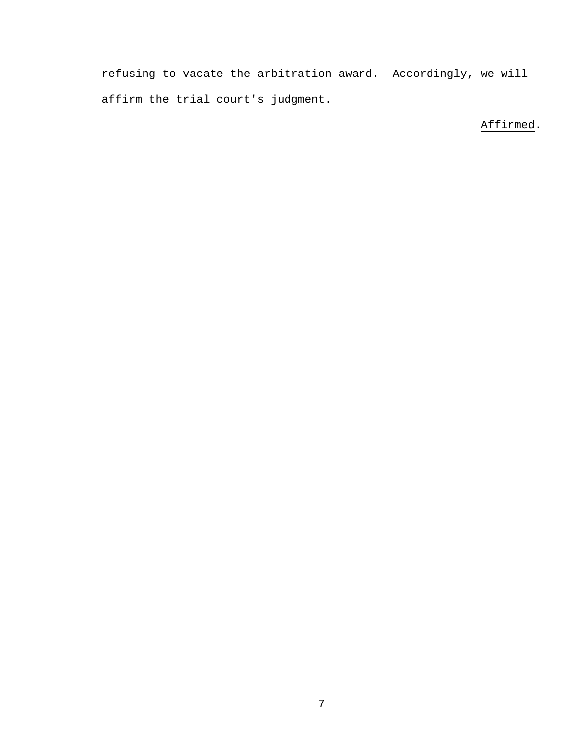refusing to vacate the arbitration award. Accordingly, we will affirm the trial court's judgment.

Affirmed.